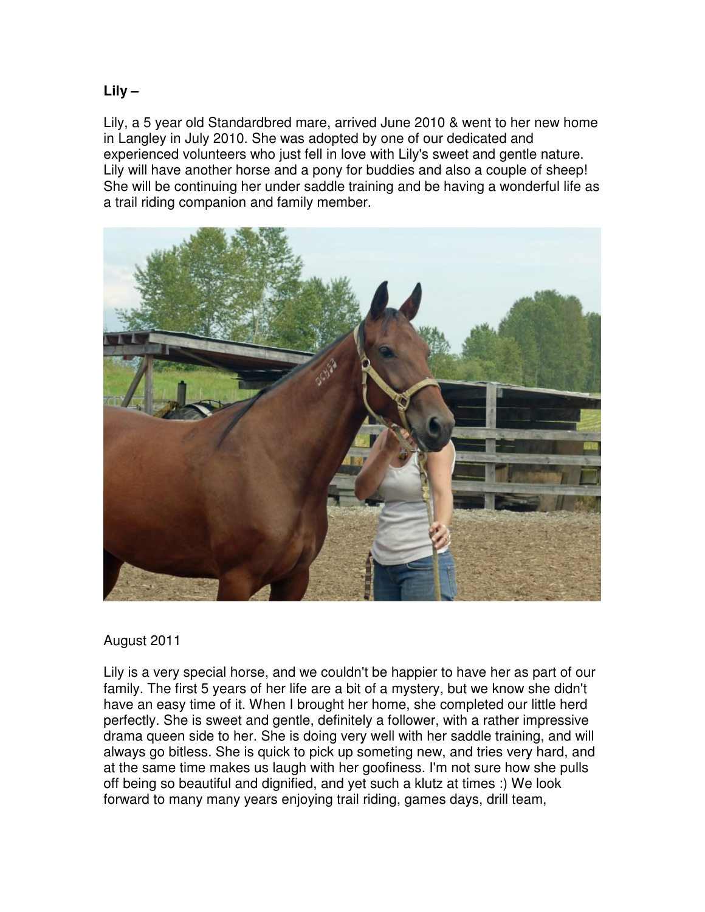**Lily –**

Lily, a 5 year old Standardbred mare, arrived June 2010 & went to her new home in Langley in July 2010. She was adopted by one of our dedicated and experienced volunteers who just fell in love with Lily's sweet and gentle nature. Lily will have another horse and a pony for buddies and also a couple of sheep! She will be continuing her under saddle training and be having a wonderful life as a trail riding companion and family member.

August 2011

Lily is a very special horse, and we couldn't be happier to have her as part of our family. The first 5 years of her life are a bit of a mystery, but we know she didn't have an easy time of it. When I brought her home, she completed our little herd perfectly. She is sweet and gentle, definitely a follower, with a rather impressive drama queen side to her. She is doing very well with her saddle training, and will always go bitless. She is quick to pick up someting new, and tries very hard, and at the same time makes us laugh with her goofiness. I'm not sure how she pulls off being so beautiful and dignified, and yet such a klutz at times :) We look forward to many many years enjoying trail riding, games days, drill team,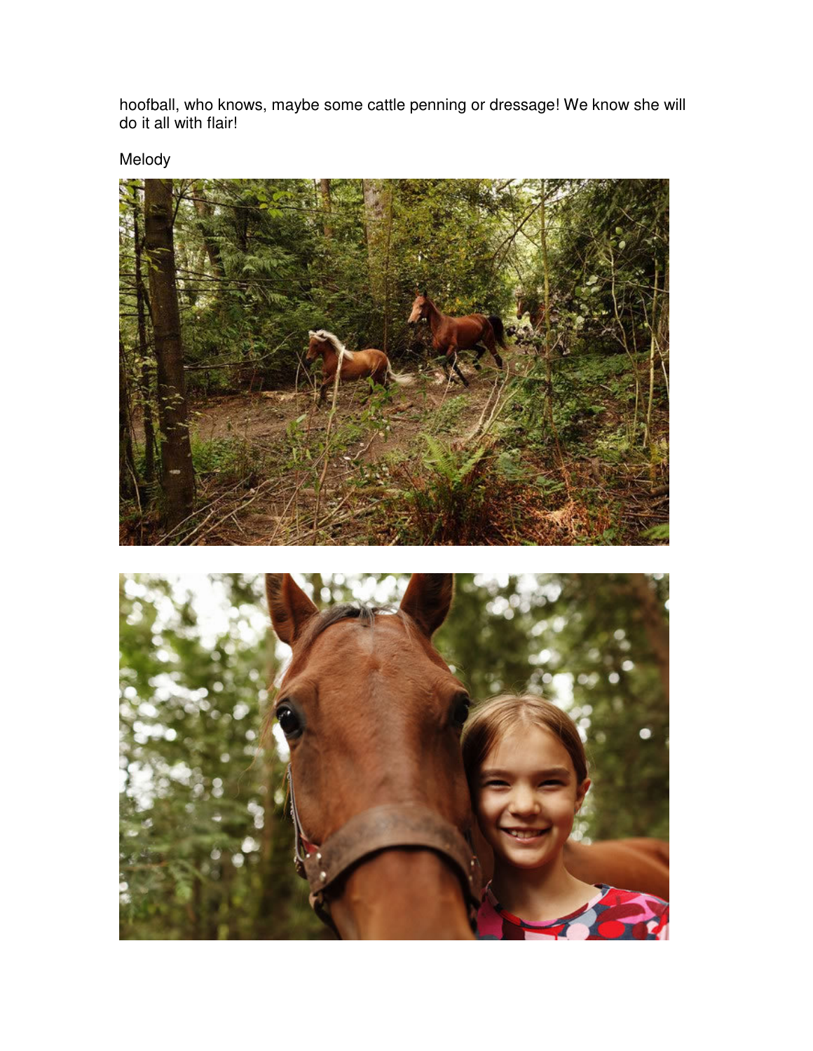hoofball, who knows, maybe some cattle penning or dressage! We know she will do it all with flair!

Melody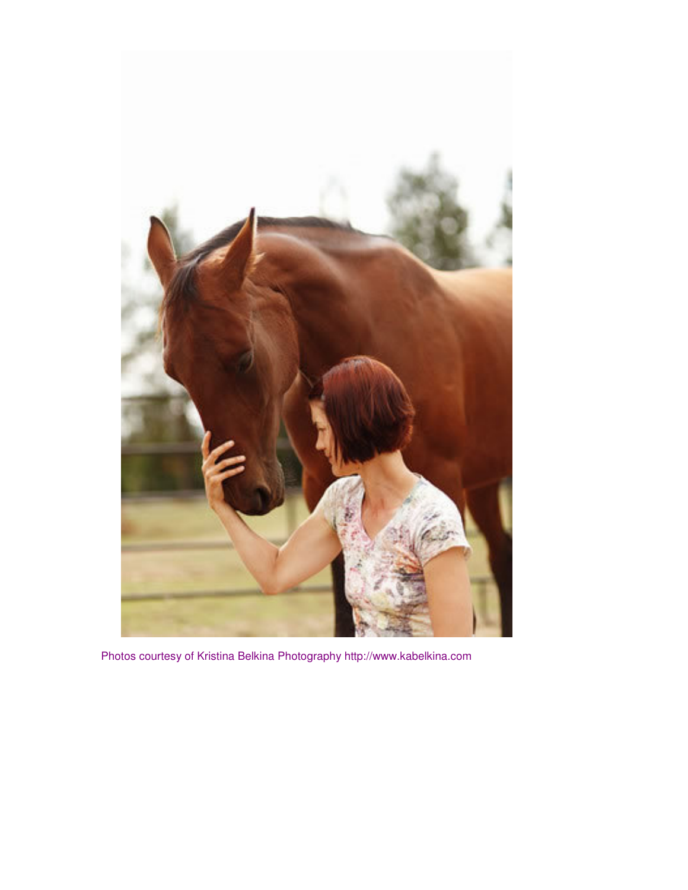Photos courtesy of Kristina Belkina Photography http://www.kabelkina.com